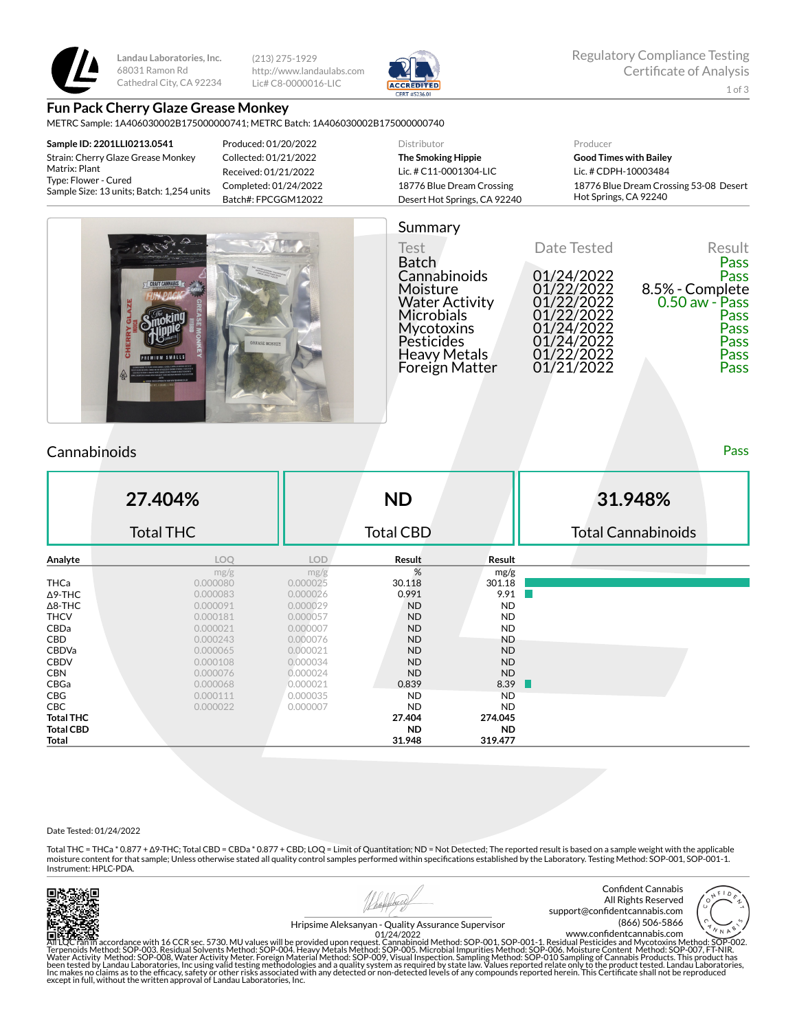Landau Laboratories, Inc.
68031 Ramon Rd
Cathedral City, CA 92234

(213) 275-1929
http://www.landaulabs.com
Lic# C8-0000016-LIC

Regulatory Compliance Testing
Certificate of Analysis

# Fun Pack Cherry Glaze Grease Monkey

METRC Sample: 1A406030002B175000000741; METRC Batch: 1A406030002B175000000740

**Sample ID: 2201LLI0213.0541**
Strain: Cherry Glaze Grease Monkey
Matrix: Plant
Type: Flower - Cured
Sample Size: 13 units; Batch: 1,254 units

Produced: 01/20/2022
Collected: 01/21/2022
Received: 01/21/2022
Completed: 01/24/2022
Batch#: FPCGGM12022

Distributor
**The Smoking Hippie**
Lic. # C11-0001304-LIC
18776 Blue Dream Crossing
Desert Hot Springs, CA 92240

Producer
**Good Times with Bailey**
Lic. # CDPH-10003484
18776 Blue Dream Crossing 53-08 Desert Hot Springs, CA 92240

## Summary

| Test | Date Tested | Result |
|---|---|---|
| Batch | | Pass |
| Cannabinoids | 01/24/2022 | Pass |
| Moisture | 01/22/2022 | 8.5% - Complete |
| Water Activity | 01/22/2022 | 0.50 aw - Pass |
| Microbials | 01/22/2022 | Pass |
| Mycotoxins | 01/24/2022 | Pass |
| Pesticides | 01/24/2022 | Pass |
| Heavy Metals | 01/22/2022 | Pass |
| Foreign Matter | 01/21/2022 | Pass |

## Cannabinoids

Pass

| 27.404% | ND | 31.948% |
|---|---|---|
| Total THC | Total CBD | Total Cannabinoids |

| Analyte | LOQ | LOD | Result | Result |
|---|---|---|---|---|
| | mg/g | mg/g | % | mg/g |
| THCa | 0.000080 | 0.000025 | 30.118 | 301.18 |
| Δ9-THC | 0.000083 | 0.000026 | 0.991 | 9.91 |
| Δ8-THC | 0.000091 | 0.000029 | ND | ND |
| THCV | 0.000181 | 0.000057 | ND | ND |
| CBDa | 0.000021 | 0.000007 | ND | ND |
| CBD | 0.000243 | 0.000076 | ND | ND |
| CBDVa | 0.000065 | 0.000021 | ND | ND |
| CBDV | 0.000108 | 0.000034 | ND | ND |
| CBN | 0.000076 | 0.000024 | ND | ND |
| CBGa | 0.000068 | 0.000021 | 0.839 | 8.39 |
| CBG | 0.000111 | 0.000035 | ND | ND |
| CBC | 0.000022 | 0.000007 | ND | ND |
| **Total THC** | | | **27.404** | **274.045** |
| **Total CBD** | | | **ND** | **ND** |
| **Total** | | | **31.948** | **319.477** |

Date Tested: 01/24/2022

Total THC = THCa * 0.877 + Δ9-THC; Total CBD = CBDa * 0.877 + CBD; LOQ = Limit of Quantitation; ND = Not Detected; The reported result is based on a sample weight with the applicable moisture content for that sample; Unless otherwise stated all quality control samples performed within specifications established by the Laboratory. Testing Method: SOP-001, SOP-001-1. Instrument: HPLC-PDA.

Hripsime Aleksanyan - Quality Assurance Supervisor
01/24/2022

Confident Cannabis
All Rights Reserved
support@confidentcannabis.com
(866) 506-5866
www.confidentcannabis.com

All LQC ran in accordance with 16 CCR sec. 5730. MU values will be provided upon request. Cannabinoid Method: SOP-001, SOP-001-1. Residual Pesticides and Mycotoxins Method: SOP-002. Terpenoids Method: SOP-003. Residual Solvents Method: SOP-004. Heavy Metals Method: SOP-005. Microbial Impurities Method: SOP-006. Moisture Content Method: SOP-007, FT-NIR. Water Activity Method: SOP-008, Water Activity Meter. Foreign Material Method: SOP-009, Visual Inspection. Sampling Method: SOP-010 Sampling of Cannabis Products. This product has been tested by Landau Laboratories, Inc using valid testing methodologies and a quality system as required by state law. Values reported relate only to the product tested. Landau Laboratories, Inc makes no claims as to the efficacy, safety or other risks associated with any detected or non-detected levels of any compounds reported herein. This Certificate shall not be reproduced except in full, without the written approval of Landau Laboratories, Inc.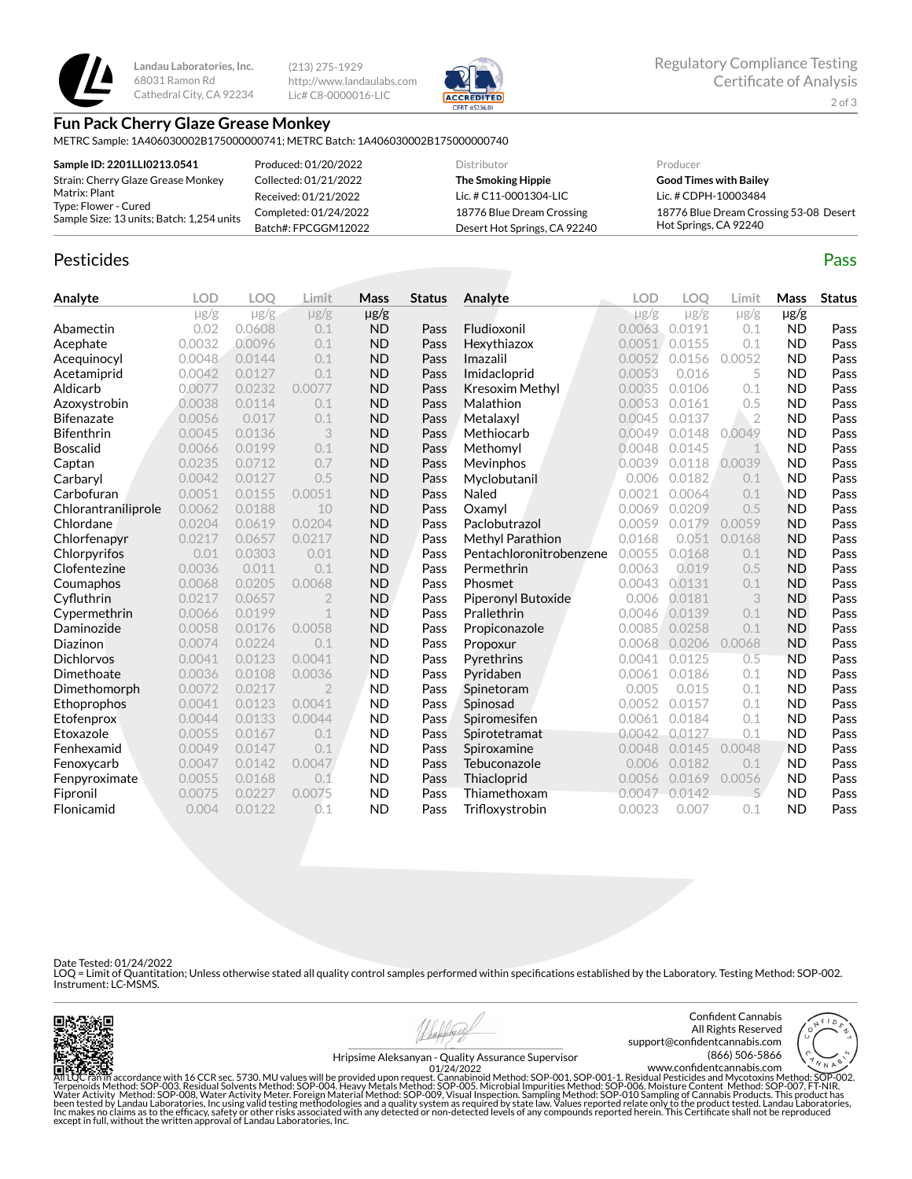Landau Laboratories, Inc.
68031 Ramon Rd
Cathedral City, CA 92234

(213) 275-1929
http://www.landaulabs.com
Lic# C8-0000016-LIC

Regulatory Compliance Testing
Certificate of Analysis

## Fun Pack Cherry Glaze Grease Monkey

METRC Sample: 1A406030002B175000000741; METRC Batch: 1A406030002B175000000740

| | | | |
|---|---|---|---|
| **Sample ID: 2201LLI0213.0541** | Produced: 01/20/2022 | Distributor | Producer |
| Strain: Cherry Glaze Grease Monkey | Collected: 01/21/2022 | **The Smoking Hippie** | **Good Times with Bailey** |
| Matrix: Plant | Received: 01/21/2022 | Lic. # C11-0001304-LIC | Lic. # CDPH-10003484 |
| Type: Flower - Cured | Completed: 01/24/2022 | 18776 Blue Dream Crossing | 18776 Blue Dream Crossing 53-08 Desert Hot Springs, CA 92240 |
| Sample Size: 13 units; Batch: 1,254 units | Batch#: FPCGGM12022 | Desert Hot Springs, CA 92240 | |

## Pesticides

Pass

| Analyte | LOD µg/g | LOQ µg/g | Limit µg/g | Mass µg/g | Status |
|---|---|---|---|---|---|
| Abamectin | 0.02 | 0.0608 | 0.1 | ND | Pass |
| Acephate | 0.0032 | 0.0096 | 0.1 | ND | Pass |
| Acequinocyl | 0.0048 | 0.0144 | 0.1 | ND | Pass |
| Acetamiprid | 0.0042 | 0.0127 | 0.1 | ND | Pass |
| Aldicarb | 0.0077 | 0.0232 | 0.0077 | ND | Pass |
| Azoxystrobin | 0.0038 | 0.0114 | 0.1 | ND | Pass |
| Bifenazate | 0.0056 | 0.017 | 0.1 | ND | Pass |
| Bifenthrin | 0.0045 | 0.0136 | 3 | ND | Pass |
| Boscalid | 0.0066 | 0.0199 | 0.1 | ND | Pass |
| Captan | 0.0235 | 0.0712 | 0.7 | ND | Pass |
| Carbaryl | 0.0042 | 0.0127 | 0.5 | ND | Pass |
| Carbofuran | 0.0051 | 0.0155 | 0.0051 | ND | Pass |
| Chlorantraniliprole | 0.0062 | 0.0188 | 10 | ND | Pass |
| Chlordane | 0.0204 | 0.0619 | 0.0204 | ND | Pass |
| Chlorfenapyr | 0.0217 | 0.0657 | 0.0217 | ND | Pass |
| Chlorpyrifos | 0.01 | 0.0303 | 0.01 | ND | Pass |
| Clofentezine | 0.0036 | 0.011 | 0.1 | ND | Pass |
| Coumaphos | 0.0068 | 0.0205 | 0.0068 | ND | Pass |
| Cyfluthrin | 0.0217 | 0.0657 | 2 | ND | Pass |
| Cypermethrin | 0.0066 | 0.0199 | 1 | ND | Pass |
| Daminozide | 0.0058 | 0.0176 | 0.0058 | ND | Pass |
| Diazinon | 0.0074 | 0.0224 | 0.1 | ND | Pass |
| Dichlorvos | 0.0041 | 0.0123 | 0.0041 | ND | Pass |
| Dimethoate | 0.0036 | 0.0108 | 0.0036 | ND | Pass |
| Dimethomorph | 0.0072 | 0.0217 | 2 | ND | Pass |
| Ethoprophos | 0.0041 | 0.0123 | 0.0041 | ND | Pass |
| Etofenprox | 0.0044 | 0.0133 | 0.0044 | ND | Pass |
| Etoxazole | 0.0055 | 0.0167 | 0.1 | ND | Pass |
| Fenhexamid | 0.0049 | 0.0147 | 0.1 | ND | Pass |
| Fenoxycarb | 0.0047 | 0.0142 | 0.0047 | ND | Pass |
| Fenpyroximate | 0.0055 | 0.0168 | 0.1 | ND | Pass |
| Fipronil | 0.0075 | 0.0227 | 0.0075 | ND | Pass |
| Flonicamid | 0.004 | 0.0122 | 0.1 | ND | Pass |
| Fludioxonil | 0.0063 | 0.0191 | 0.1 | ND | Pass |
| Hexythiazox | 0.0051 | 0.0155 | 0.1 | ND | Pass |
| Imazalil | 0.0052 | 0.0156 | 0.0052 | ND | Pass |
| Imidacloprid | 0.0053 | 0.016 | 5 | ND | Pass |
| Kresoxim Methyl | 0.0035 | 0.0106 | 0.1 | ND | Pass |
| Malathion | 0.0053 | 0.0161 | 0.5 | ND | Pass |
| Metalaxyl | 0.0045 | 0.0137 | 2 | ND | Pass |
| Methiocarb | 0.0049 | 0.0148 | 0.0049 | ND | Pass |
| Methomyl | 0.0048 | 0.0145 | 1 | ND | Pass |
| Mevinphos | 0.0039 | 0.0118 | 0.0039 | ND | Pass |
| Myclobutanil | 0.006 | 0.0182 | 0.1 | ND | Pass |
| Naled | 0.0021 | 0.0064 | 0.1 | ND | Pass |
| Oxamyl | 0.0069 | 0.0209 | 0.5 | ND | Pass |
| Paclobutrazol | 0.0059 | 0.0179 | 0.0059 | ND | Pass |
| Methyl Parathion | 0.0168 | 0.051 | 0.0168 | ND | Pass |
| Pentachloronitrobenzene | 0.0055 | 0.0168 | 0.1 | ND | Pass |
| Permethrin | 0.0063 | 0.019 | 0.5 | ND | Pass |
| Phosmet | 0.0043 | 0.0131 | 0.1 | ND | Pass |
| Piperonyl Butoxide | 0.006 | 0.0181 | 3 | ND | Pass |
| Prallethrin | 0.0046 | 0.0139 | 0.1 | ND | Pass |
| Propiconazole | 0.0085 | 0.0258 | 0.1 | ND | Pass |
| Propoxur | 0.0068 | 0.0206 | 0.0068 | ND | Pass |
| Pyrethrins | 0.0041 | 0.0125 | 0.5 | ND | Pass |
| Pyridaben | 0.0061 | 0.0186 | 0.1 | ND | Pass |
| Spinetoram | 0.005 | 0.015 | 0.1 | ND | Pass |
| Spinosad | 0.0052 | 0.0157 | 0.1 | ND | Pass |
| Spiromesifen | 0.0061 | 0.0184 | 0.1 | ND | Pass |
| Spirotetramat | 0.0042 | 0.0127 | 0.1 | ND | Pass |
| Spiroxamine | 0.0048 | 0.0145 | 0.0048 | ND | Pass |
| Tebuconazole | 0.006 | 0.0182 | 0.1 | ND | Pass |
| Thiacloprid | 0.0056 | 0.0169 | 0.0056 | ND | Pass |
| Thiamethoxam | 0.0047 | 0.0142 | 5 | ND | Pass |
| Trifloxystrobin | 0.0023 | 0.007 | 0.1 | ND | Pass |

Date Tested: 01/24/2022
LOQ = Limit of Quantitation; Unless otherwise stated all quality control samples performed within specifications established by the Laboratory. Testing Method: SOP-002. Instrument: LC-MSMS.

Hripsime Aleksanyan - Quality Assurance Supervisor
01/24/2022

Confident Cannabis
All Rights Reserved
support@confidentcannabis.com
(866) 506-5866
www.confidentcannabis.com

All LQC ran in accordance with 16 CCR sec. 5730. MU values will be provided upon request. Cannabinoid Method: SOP-001, SOP-001-1. Residual Pesticides and Mycotoxins Method: SOP-002. Terpenoids Method: SOP-003. Residual Solvents Method: SOP-004. Heavy Metals Method: SOP-005. Microbial Impurities Method: SOP-006. Moisture Content Method: SOP-007, FT-NIR. Water Activity Method: SOP-008, Water Activity Meter. Foreign Material Method: SOP-009, Visual Inspection. Sampling Method: SOP-010 Sampling of Cannabis Products. This product has been tested by Landau Laboratories, Inc using valid testing methodologies and a quality system as required by state law. Values reported relate only to the product tested. Landau Laboratories, Inc makes no claims as to the efficacy, safety or other risks associated with any detected or non-detected levels of any compounds reported herein. This Certificate shall not be reproduced except in full, without the written approval of Landau Laboratories, Inc.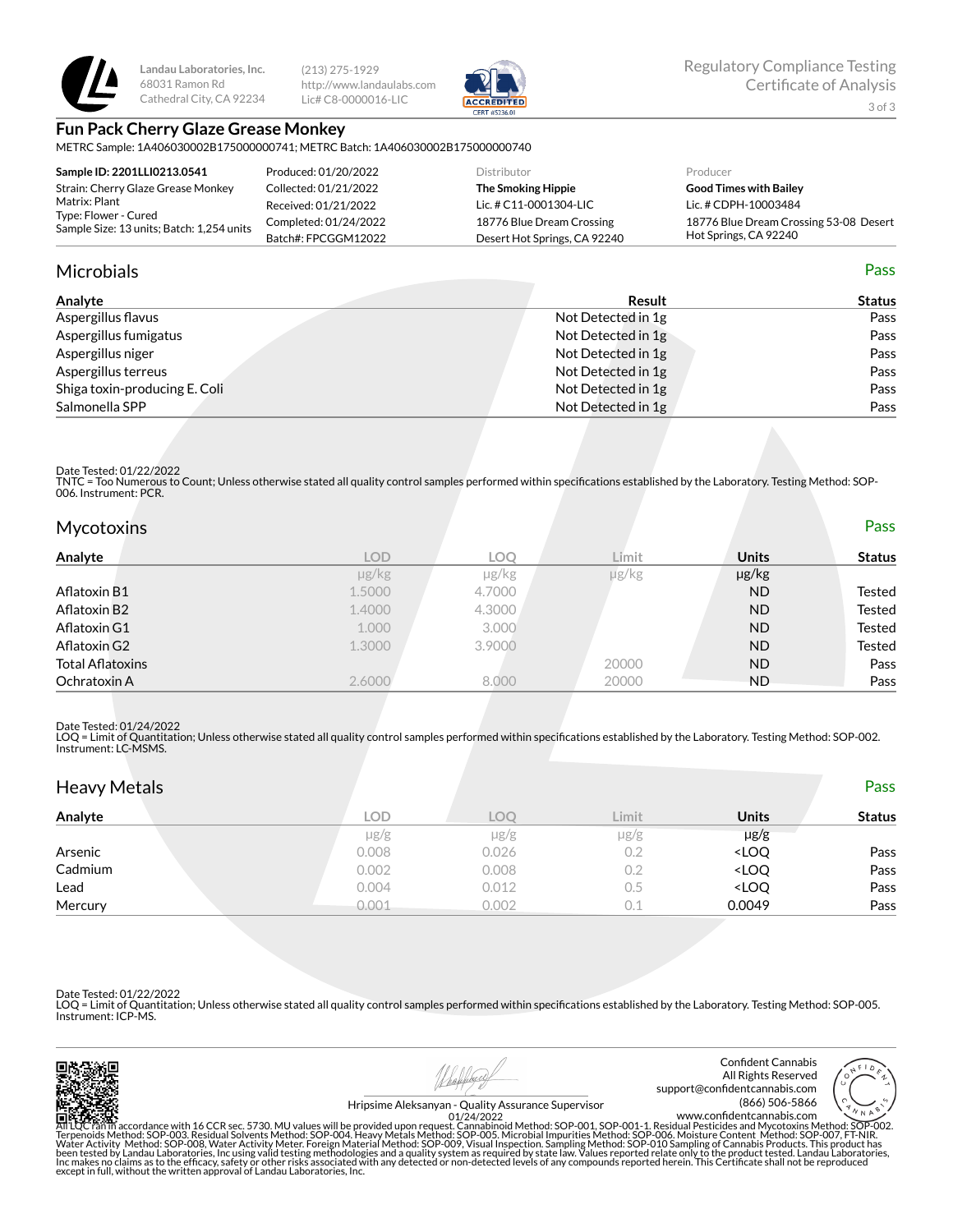Landau Laboratories, Inc.
68031 Ramon Rd
Cathedral City, CA 92234

(213) 275-1929
http://www.landaulabs.com
Lic# C8-0000016-LIC

Regulatory Compliance Testing
Certificate of Analysis

# Fun Pack Cherry Glaze Grease Monkey

METRC Sample: 1A406030002B175000000741; METRC Batch: 1A406030002B175000000740

**Sample ID: 2201LLI0213.0541**
Strain: Cherry Glaze Grease Monkey
Matrix: Plant
Type: Flower - Cured
Sample Size: 13 units; Batch: 1,254 units

Produced: 01/20/2022
Collected: 01/21/2022
Received: 01/21/2022
Completed: 01/24/2022
Batch#: FPCGGM12022

Distributor
**The Smoking Hippie**
Lic. # C11-0001304-LIC
18776 Blue Dream Crossing
Desert Hot Springs, CA 92240

Producer
**Good Times with Bailey**
Lic. # CDPH-10003484
18776 Blue Dream Crossing 53-08 Desert Hot Springs, CA 92240

## Microbials

Pass

| Analyte | Result | Status |
|---|---|---|
| Aspergillus flavus | Not Detected in 1g | Pass |
| Aspergillus fumigatus | Not Detected in 1g | Pass |
| Aspergillus niger | Not Detected in 1g | Pass |
| Aspergillus terreus | Not Detected in 1g | Pass |
| Shiga toxin-producing E. Coli | Not Detected in 1g | Pass |
| Salmonella SPP | Not Detected in 1g | Pass |

Date Tested: 01/22/2022
TNTC = Too Numerous to Count; Unless otherwise stated all quality control samples performed within specifications established by the Laboratory. Testing Method: SOP-006. Instrument: PCR.

## Mycotoxins

Pass

| Analyte | LOD | LOQ | Limit | Units | Status |
|---|---|---|---|---|---|
| | µg/kg | µg/kg | µg/kg | µg/kg | |
| Aflatoxin B1 | 1.5000 | 4.7000 | | ND | Tested |
| Aflatoxin B2 | 1.4000 | 4.3000 | | ND | Tested |
| Aflatoxin G1 | 1.000 | 3.000 | | ND | Tested |
| Aflatoxin G2 | 1.3000 | 3.9000 | | ND | Tested |
| Total Aflatoxins | | | 20000 | ND | Pass |
| Ochratoxin A | 2.6000 | 8.000 | 20000 | ND | Pass |

Date Tested: 01/24/2022
LOQ = Limit of Quantitation; Unless otherwise stated all quality control samples performed within specifications established by the Laboratory. Testing Method: SOP-002. Instrument: LC-MSMS.

## Heavy Metals

Pass

| Analyte | LOD | LOQ | Limit | Units | Status |
|---|---|---|---|---|---|
| | µg/g | µg/g | µg/g | µg/g | |
| Arsenic | 0.008 | 0.026 | 0.2 | <LOQ | Pass |
| Cadmium | 0.002 | 0.008 | 0.2 | <LOQ | Pass |
| Lead | 0.004 | 0.012 | 0.5 | <LOQ | Pass |
| Mercury | 0.001 | 0.002 | 0.1 | 0.0049 | Pass |

Date Tested: 01/22/2022
LOQ = Limit of Quantitation; Unless otherwise stated all quality control samples performed within specifications established by the Laboratory. Testing Method: SOP-005. Instrument: ICP-MS.

Hripsime Aleksanyan - Quality Assurance Supervisor
01/24/2022

Confident Cannabis
All Rights Reserved
support@confidentcannabis.com
(866) 506-5866
www.confidentcannabis.com

All LQC ran in accordance with 16 CCR sec. 5730. MU values will be provided upon request. Cannabinoid Method: SOP-001, SOP-001-1. Residual Pesticides and Mycotoxins Method: SOP-002. Terpenoids Method: SOP-003. Residual Solvents Method: SOP-004. Heavy Metals Method: SOP-005. Microbial Impurities Method: SOP-006. Moisture Content Method: SOP-007, FT-NIR. Water Activity Method: SOP-008, Water Activity Meter. Foreign Material Method: SOP-009, Visual Inspection. Sampling Method: SOP-010 Sampling of Cannabis Products. This product has been tested by Landau Laboratories, Inc using valid testing methodologies and a quality system as required by state law. Values reported relate only to the product tested. Landau Laboratories, Inc makes no claims as to the efficacy, safety or other risks associated with any detected or non-detected levels of any compounds reported herein. This Certificate shall not be reproduced except in full, without the written approval of Landau Laboratories, Inc.